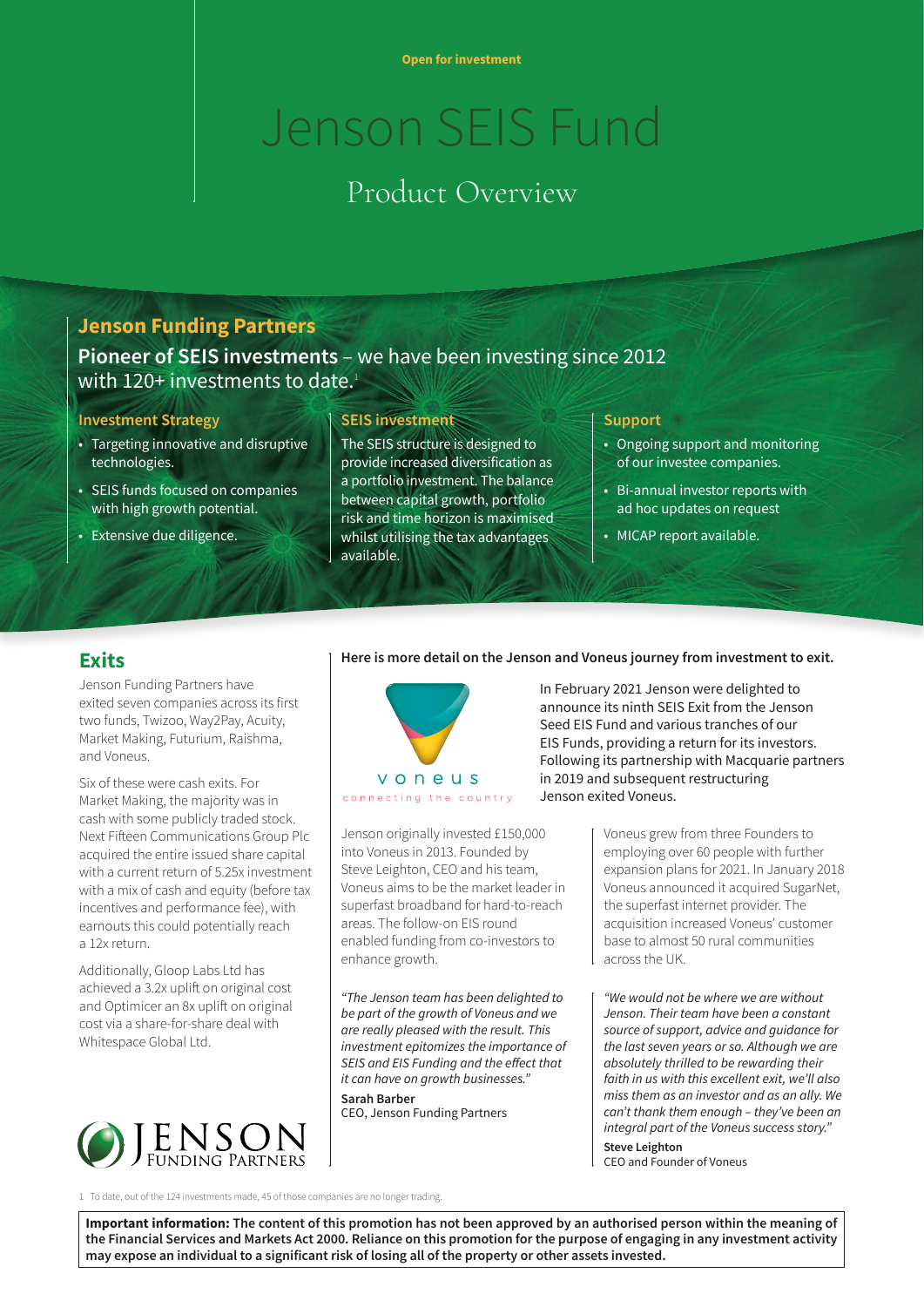Open for investment

# Jenson SEIS Fund

## Product Overview

## Jenson Funding Partners

**Pioneer of SEIS investments** – we have been investing since 2012 with 120+ investments to date.[1]

### Investment Strategy

- Targeting innovative and disruptive technologies.
- SEIS funds focused on companies with high growth potential.
- Extensive due diligence.

### SEIS investment

The SEIS structure is designed to provide increased diversification as a portfolio investment. The balance between capital growth, portfolio risk and time horizon is maximised whilst utilising the tax advantages available.

### Support

- Ongoing support and monitoring of our investee companies.
- Bi-annual investor reports with ad hoc updates on request
- MICAP report available.

## Exits

Jenson Funding Partners have exited seven companies across its first two funds, Twizoo, Way2Pay, Acuity, Market Making, Futurium, Raishma, and Voneus.

Six of these were cash exits. For Market Making, the majority was in cash with some publicly traded stock. Next Fifteen Communications Group Plc acquired the entire issued share capital with a current return of 5.25x investment with a mix of cash and equity (before tax incentives and performance fee), with earnouts this could potentially reach a 12x return.

Additionally, Gloop Labs Ltd has achieved a 3.2x uplift on original cost and Optimicer an 8x uplift on original cost via a share-for-share deal with Whitespace Global Ltd.

JENSON FUNDING PARTNERS

**Here is more detail on the Jenson and Voneus journey from investment to exit.**

voneus
connecting the country

In February 2021 Jenson were delighted to announce its ninth SEIS Exit from the Jenson Seed EIS Fund and various tranches of our EIS Funds, providing a return for its investors. Following its partnership with Macquarie partners in 2019 and subsequent restructuring Jenson exited Voneus.

Jenson originally invested £150,000 into Voneus in 2013. Founded by Steve Leighton, CEO and his team, Voneus aims to be the market leader in superfast broadband for hard-to-reach areas. The follow-on EIS round enabled funding from co-investors to enhance growth.

Voneus grew from three Founders to employing over 60 people with further expansion plans for 2021. In January 2018 Voneus announced it acquired SugarNet, the superfast internet provider. The acquisition increased Voneus' customer base to almost 50 rural communities across the UK.

*"The Jenson team has been delighted to be part of the growth of Voneus and we are really pleased with the result. This investment epitomizes the importance of SEIS and EIS Funding and the effect that it can have on growth businesses."*

**Sarah Barber**
CEO, Jenson Funding Partners

*"We would not be where we are without Jenson. Their team have been a constant source of support, advice and guidance for the last seven years or so. Although we are absolutely thrilled to be rewarding their faith in us with this excellent exit, we'll also miss them as an investor and as an ally. We can't thank them enough – they've been an integral part of the Voneus success story."*

**Steve Leighton**
CEO and Founder of Voneus

1 To date, out of the 124 investments made, 45 of those companies are no longer trading.

**Important information: The content of this promotion has not been approved by an authorised person within the meaning of the Financial Services and Markets Act 2000. Reliance on this promotion for the purpose of engaging in any investment activity may expose an individual to a significant risk of losing all of the property or other assets invested.**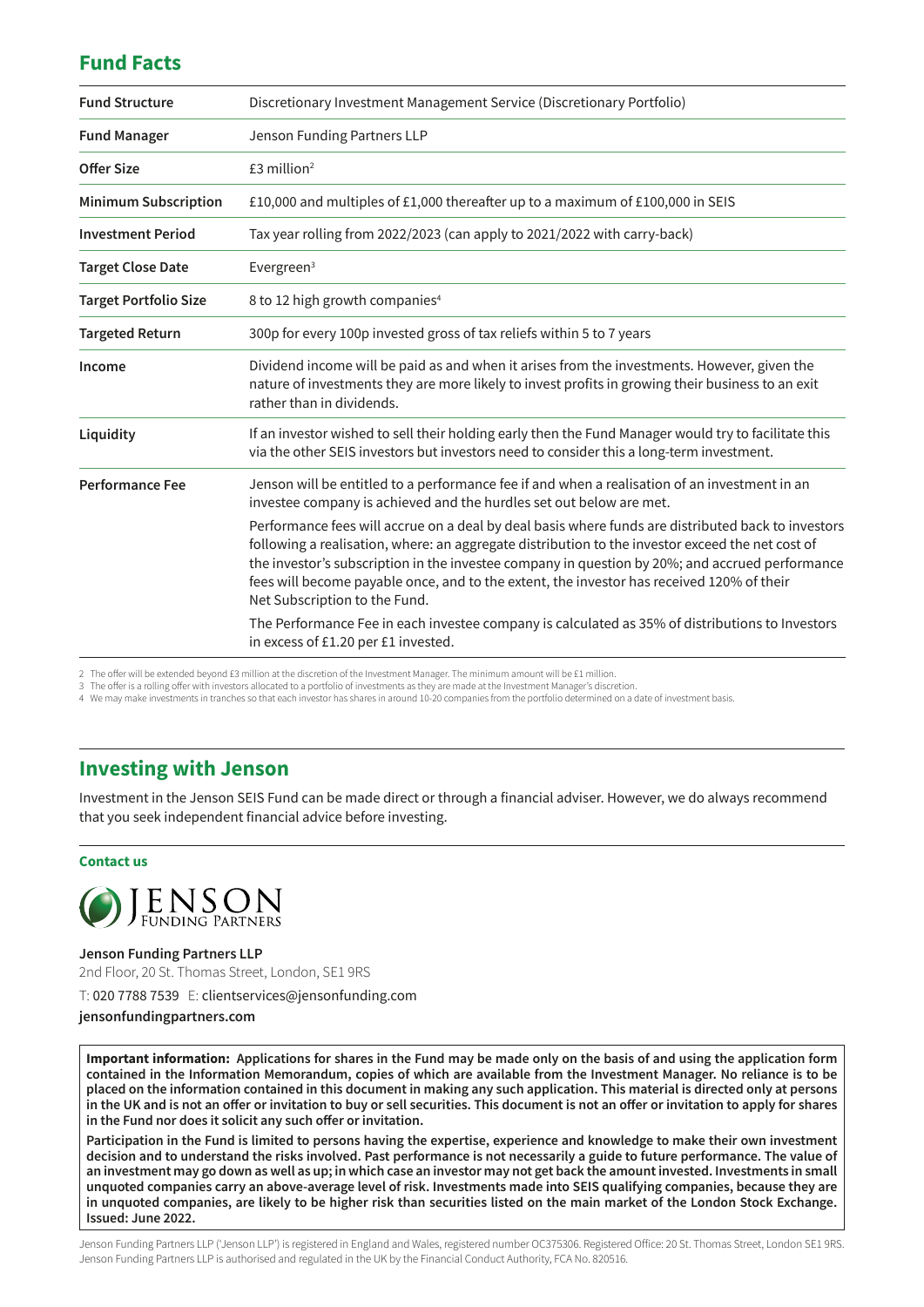## Fund Facts

| | |
|---|---|
| **Fund Structure** | Discretionary Investment Management Service (Discretionary Portfolio) |
| **Fund Manager** | Jenson Funding Partners LLP |
| **Offer Size** | £3 million[2] |
| **Minimum Subscription** | £10,000 and multiples of £1,000 thereafter up to a maximum of £100,000 in SEIS |
| **Investment Period** | Tax year rolling from 2022/2023 (can apply to 2021/2022 with carry-back) |
| **Target Close Date** | Evergreen[3] |
| **Target Portfolio Size** | 8 to 12 high growth companies[4] |
| **Targeted Return** | 300p for every 100p invested gross of tax reliefs within 5 to 7 years |
| **Income** | Dividend income will be paid as and when it arises from the investments. However, given the nature of investments they are more likely to invest profits in growing their business to an exit rather than in dividends. |
| **Liquidity** | If an investor wished to sell their holding early then the Fund Manager would try to facilitate this via the other SEIS investors but investors need to consider this a long-term investment. |
| **Performance Fee** | Jenson will be entitled to a performance fee if and when a realisation of an investment in an investee company is achieved and the hurdles set out below are met. Performance fees will accrue on a deal by deal basis where funds are distributed back to investors following a realisation, where: an aggregate distribution to the investor exceed the net cost of the investor's subscription in the investee company in question by 20%; and accrued performance fees will become payable once, and to the extent, the investor has received 120% of their Net Subscription to the Fund. The Performance Fee in each investee company is calculated as 35% of distributions to Investors in excess of £1.20 per £1 invested. |

2 The offer will be extended beyond £3 million at the discretion of the Investment Manager. The minimum amount will be £1 million.
3 The offer is a rolling offer with investors allocated to a portfolio of investments as they are made at the Investment Manager's discretion.
4 We may make investments in tranches so that each investor has shares in around 10-20 companies from the portfolio determined on a date of investment basis.

## Investing with Jenson

Investment in the Jenson SEIS Fund can be made direct or through a financial adviser. However, we do always recommend that you seek independent financial advice before investing.

**Contact us**

JENSON FUNDING PARTNERS

**Jenson Funding Partners LLP**
2nd Floor, 20 St. Thomas Street, London, SE1 9RS

T: 020 7788 7539 E: clientservices@jensonfunding.com

**jensonfundingpartners.com**

**Important information: Applications for shares in the Fund may be made only on the basis of and using the application form contained in the Information Memorandum, copies of which are available from the Investment Manager. No reliance is to be placed on the information contained in this document in making any such application. This material is directed only at persons in the UK and is not an offer or invitation to buy or sell securities. This document is not an offer or invitation to apply for shares in the Fund nor does it solicit any such offer or invitation.**

**Participation in the Fund is limited to persons having the expertise, experience and knowledge to make their own investment decision and to understand the risks involved. Past performance is not necessarily a guide to future performance. The value of an investment may go down as well as up; in which case an investor may not get back the amount invested. Investments in small unquoted companies carry an above-average level of risk. Investments made into SEIS qualifying companies, because they are in unquoted companies, are likely to be higher risk than securities listed on the main market of the London Stock Exchange. Issued: June 2022.**

Jenson Funding Partners LLP ('Jenson LLP') is registered in England and Wales, registered number OC375306. Registered Office: 20 St. Thomas Street, London SE1 9RS. Jenson Funding Partners LLP is authorised and regulated in the UK by the Financial Conduct Authority, FCA No. 820516.